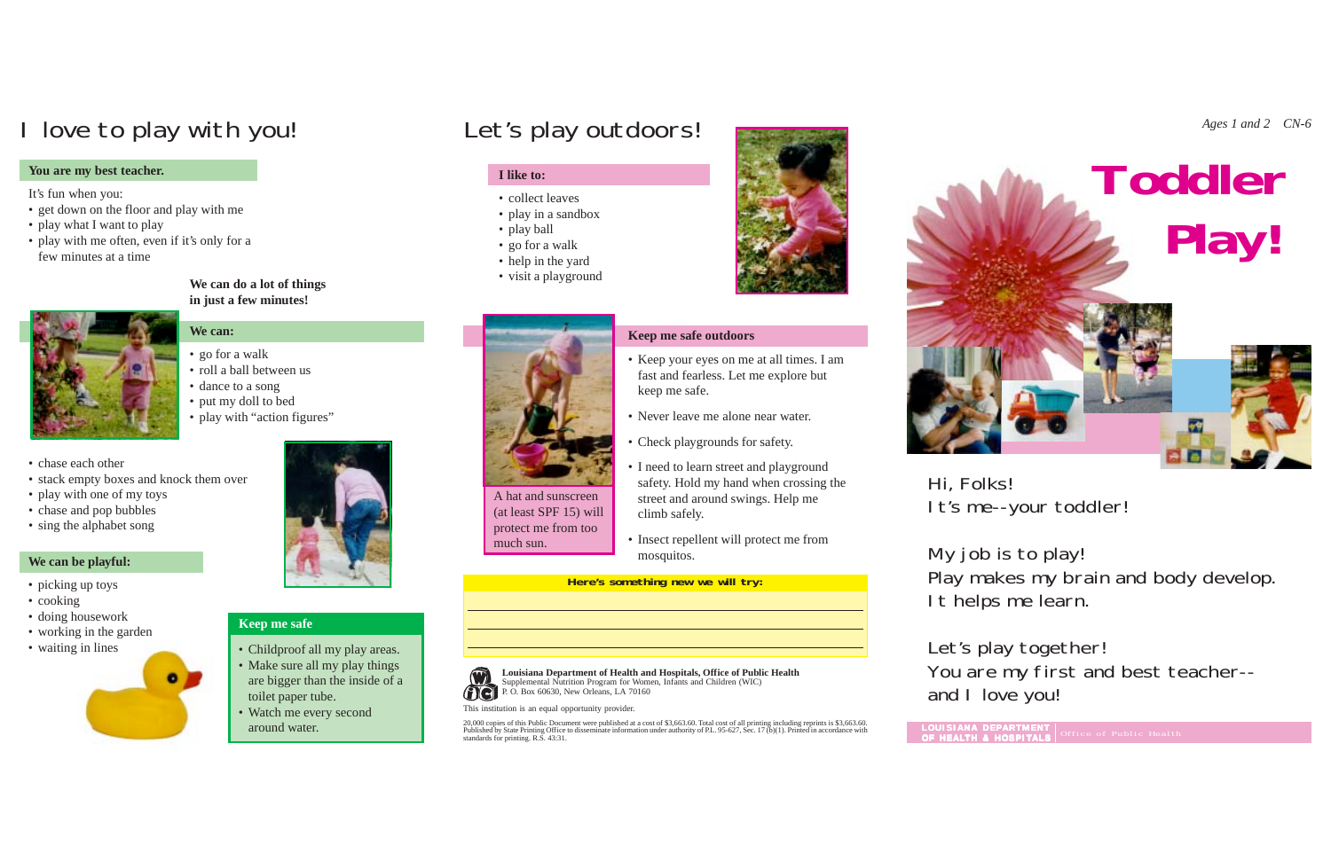# I love to play with you!

**You are my best teacher.**

It's fun when you:

- get down on the floor and play with me
- play what I want to play
- play with me often, even if it's only for a few minutes at a time

**We can do a lot of things in just a few minutes!**

**We can:**

- go for a walk
- roll a ball between us
- dance to a song
- put my doll to bed
- play with "action figures"
- chase each other
- stack empty boxes and knock them over
- play with one of my toys
- chase and pop bubbles
- sing the alphabet song

**We can be playful:**

- picking up toys
- cooking
- doing housework
- working in the garden
- waiting in lines

**Keep me safe**

- Childproof all my play areas.
- Make sure all my play things are bigger than the inside of a toilet paper tube.
- Watch me every second around water.

# Let's play outdoors!

**I like to:**

- collect leaves
- play in a sandbox
- play ball
- go for a walk
- help in the yard
- visit a playground

A hat and sunscreen (at least SPF 15) will protect me from too much sun.

**Keep me safe outdoors**

- Keep your eyes on me at all times. I am fast and fearless. Let me explore but keep me safe.
- Never leave me alone near water.
- Check playgrounds for safety.
- I need to learn street and playground safety. Hold my hand when crossing the street and around swings. Help me climb safely.
- Insect repellent will protect me from mosquitos.

**Here's something new we will try:**

______________________________

______________________________

______________________________

**Louisiana Department of Health and Hospitals, Office of Public Health**
Supplemental Nutrition Program for Women, Infants and Children (WIC)
P. O. Box 60630, New Orleans, LA 70160

This institution is an equal opportunity provider.

20,000 copies of this Public Document were published at a cost of $3,663.60. Total cost of all printing including reprints is $3,663.60. Published by State Printing Office to disseminate information under authority of P.L. 95-627, Sec. 17 (b)(1). Printed in accordance with standards for printing. R.S. 43:31.

*Ages 1 and 2 CN-6*

# Toddler Play!

Hi, Folks!
It's me--your toddler!

My job is to play!
Play makes my brain and body develop.
It helps me learn.

Let's play together!
You are my first and best teacher--
and I love you!

LOUISIANA DEPARTMENT OF HEALTH & HOSPITALS | Office of Public Health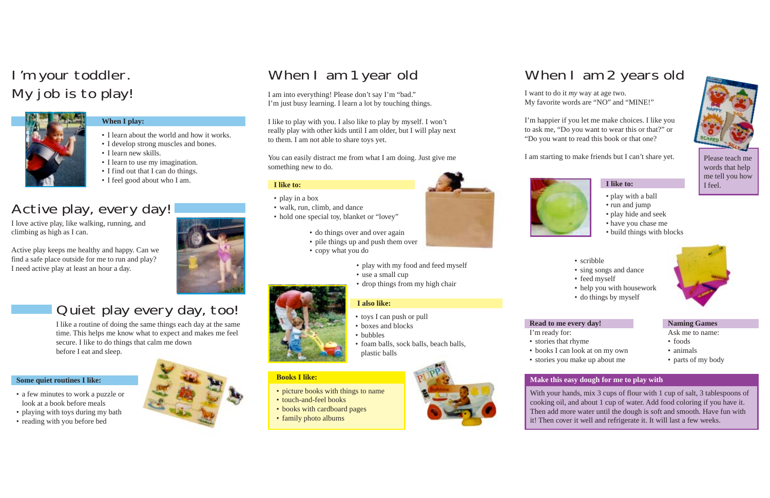# I'm your toddler. My job is to play!

### When I play:

- I learn about the world and how it works.
- I develop strong muscles and bones.
- I learn new skills.
- I learn to use my imagination.
- I find out that I can do things.
- I feel good about who I am.

## Active play, every day!

I love active play, like walking, running, and climbing as high as I can.

Active play keeps me healthy and happy. Can we find a safe place outside for me to run and play? I need active play at least an hour a day.

## Quiet play every day, too!

I like a routine of doing the same things each day at the same time. This helps me know what to expect and makes me feel secure. I like to do things that calm me down before I eat and sleep.

### Some quiet routines I like:

- a few minutes to work a puzzle or look at a book before meals
- playing with toys during my bath
- reading with you before bed

# When I am 1 year old

I am into everything! Please don't say I'm "bad." I'm just busy learning. I learn a lot by touching things.

I like to play with you. I also like to play by myself. I won't really play with other kids until I am older, but I will play next to them. I am not able to share toys yet.

You can easily distract me from what I am doing. Just give me something new to do.

### I like to:

- play in a box
- walk, run, climb, and dance
- hold one special toy, blanket or "lovey"
- do things over and over again
- pile things up and push them over
- copy what you do
- play with my food and feed myself
- use a small cup
- drop things from my high chair

### I also like:

- toys I can push or pull
- boxes and blocks
- bubbles
- foam balls, sock balls, beach balls, plastic balls

### Books I like:

- picture books with things to name
- touch-and-feel books
- books with cardboard pages
- family photo albums

# When I am 2 years old

I want to do it *my* way at age two. My favorite words are "NO" and "MINE!"

I'm happier if you let me make choices. I like you to ask me, "Do you want to wear this or that?" or "Do you want to read this book or that one?"

I am starting to make friends but I can't share yet.

Please teach me words that help me tell you how I feel.

### I like to:

- play with a ball
- run and jump
- play hide and seek
- have you chase me
- build things with blocks
- scribble
- sing songs and dance
- feed myself
- help you with housework
- do things by myself

### Read to me every day!

I'm ready for:

- stories that rhyme
- books I can look at on my own
- stories you make up about me

### Naming Games

Ask me to name:

- foods
- animals
- parts of my body

### Make this easy dough for me to play with

With your hands, mix 3 cups of flour with 1 cup of salt, 3 tablespoons of cooking oil, and about 1 cup of water. Add food coloring if you have it. Then add more water until the dough is soft and smooth. Have fun with it! Then cover it well and refrigerate it. It will last a few weeks.